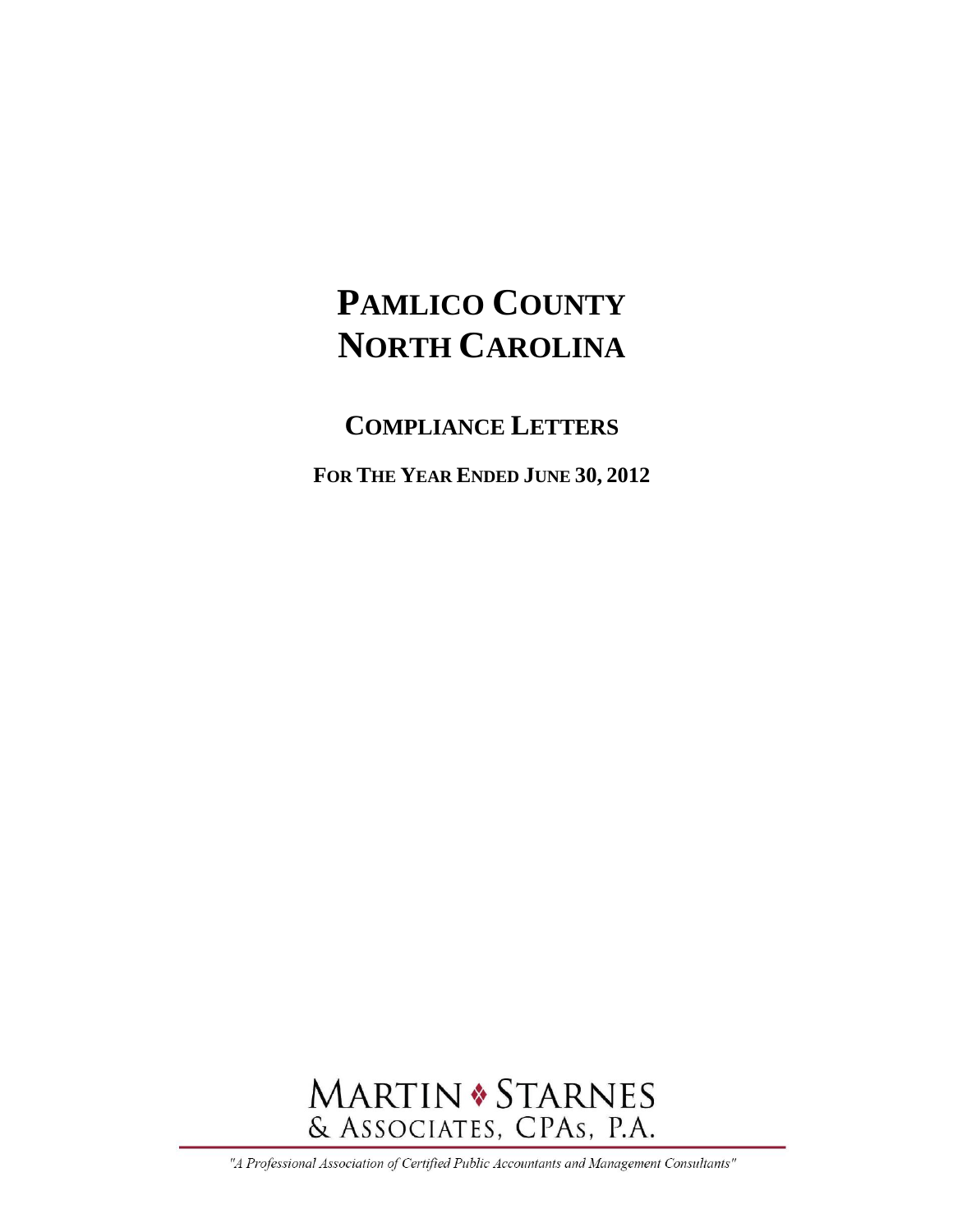# PAMLICO COUNTY
# NORTH CAROLINA

## COMPLIANCE LETTERS

**FOR THE YEAR ENDED JUNE 30, 2012**

MARTIN ♦ STARNES
& ASSOCIATES, CPAs, P.A.

*"A Professional Association of Certified Public Accountants and Management Consultants"*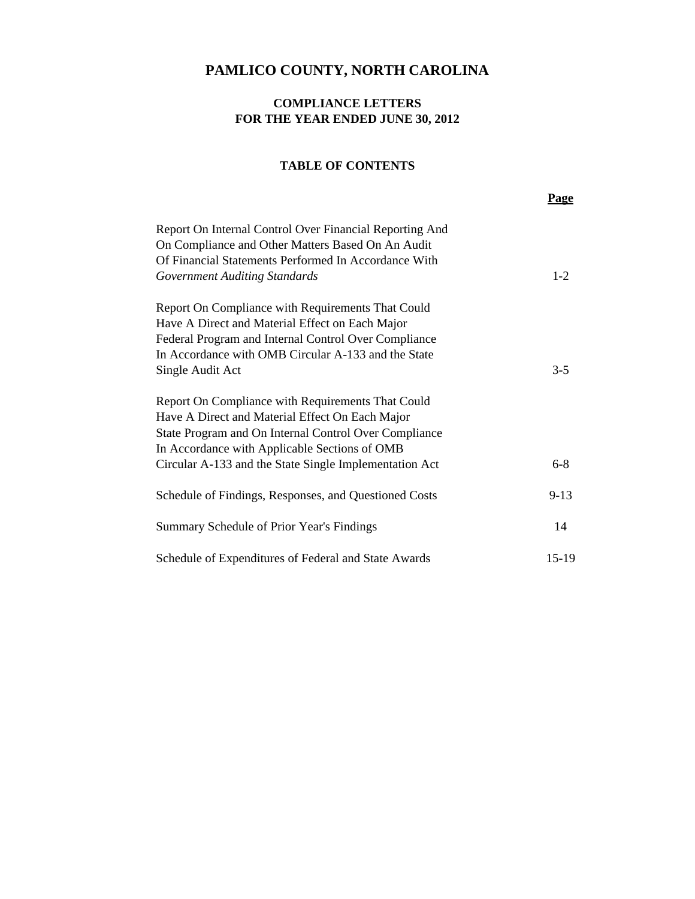# PAMLICO COUNTY, NORTH CAROLINA

## COMPLIANCE LETTERS
## FOR THE YEAR ENDED JUNE 30, 2012

### TABLE OF CONTENTS

| | Page |
|---|---|
| Report On Internal Control Over Financial Reporting And On Compliance and Other Matters Based On An Audit Of Financial Statements Performed In Accordance With *Government Auditing Standards* | 1-2 |
| Report On Compliance with Requirements That Could Have A Direct and Material Effect on Each Major Federal Program and Internal Control Over Compliance In Accordance with OMB Circular A-133 and the State Single Audit Act | 3-5 |
| Report On Compliance with Requirements That Could Have A Direct and Material Effect On Each Major State Program and On Internal Control Over Compliance In Accordance with Applicable Sections of OMB Circular A-133 and the State Single Implementation Act | 6-8 |
| Schedule of Findings, Responses, and Questioned Costs | 9-13 |
| Summary Schedule of Prior Year's Findings | 14 |
| Schedule of Expenditures of Federal and State Awards | 15-19 |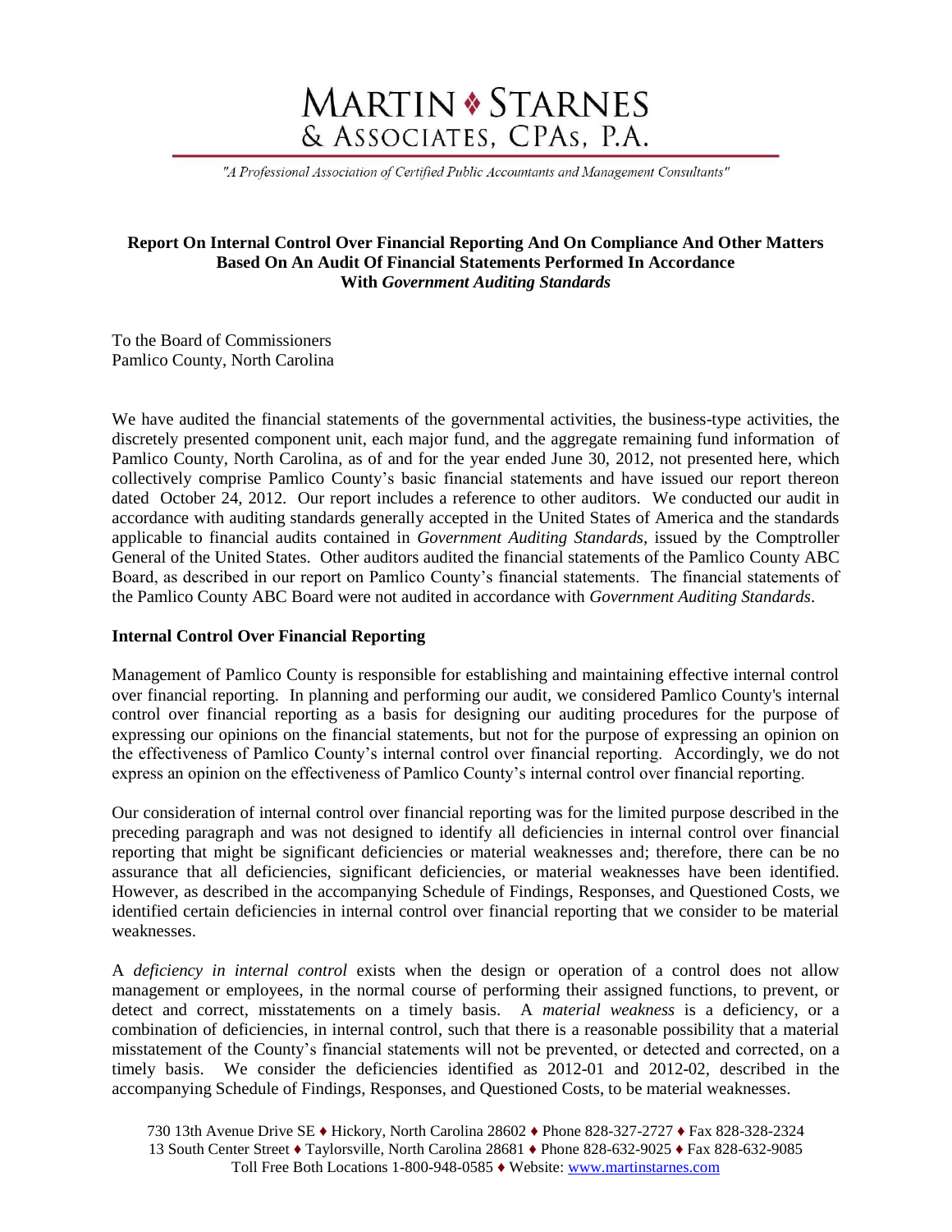# MARTIN ❖ STARNES & ASSOCIATES, CPAs, P.A.

*"A Professional Association of Certified Public Accountants and Management Consultants"*

**Report On Internal Control Over Financial Reporting And On Compliance And Other Matters Based On An Audit Of Financial Statements Performed In Accordance With *Government Auditing Standards***

To the Board of Commissioners
Pamlico County, North Carolina

We have audited the financial statements of the governmental activities, the business-type activities, the discretely presented component unit, each major fund, and the aggregate remaining fund information of Pamlico County, North Carolina, as of and for the year ended June 30, 2012, not presented here, which collectively comprise Pamlico County's basic financial statements and have issued our report thereon dated October 24, 2012. Our report includes a reference to other auditors. We conducted our audit in accordance with auditing standards generally accepted in the United States of America and the standards applicable to financial audits contained in *Government Auditing Standards*, issued by the Comptroller General of the United States. Other auditors audited the financial statements of the Pamlico County ABC Board, as described in our report on Pamlico County's financial statements. The financial statements of the Pamlico County ABC Board were not audited in accordance with *Government Auditing Standards*.

**Internal Control Over Financial Reporting**

Management of Pamlico County is responsible for establishing and maintaining effective internal control over financial reporting. In planning and performing our audit, we considered Pamlico County's internal control over financial reporting as a basis for designing our auditing procedures for the purpose of expressing our opinions on the financial statements, but not for the purpose of expressing an opinion on the effectiveness of Pamlico County's internal control over financial reporting. Accordingly, we do not express an opinion on the effectiveness of Pamlico County's internal control over financial reporting.

Our consideration of internal control over financial reporting was for the limited purpose described in the preceding paragraph and was not designed to identify all deficiencies in internal control over financial reporting that might be significant deficiencies or material weaknesses and; therefore, there can be no assurance that all deficiencies, significant deficiencies, or material weaknesses have been identified. However, as described in the accompanying Schedule of Findings, Responses, and Questioned Costs, we identified certain deficiencies in internal control over financial reporting that we consider to be material weaknesses.

A *deficiency in internal control* exists when the design or operation of a control does not allow management or employees, in the normal course of performing their assigned functions, to prevent, or detect and correct, misstatements on a timely basis. A *material weakness* is a deficiency, or a combination of deficiencies, in internal control, such that there is a reasonable possibility that a material misstatement of the County's financial statements will not be prevented, or detected and corrected, on a timely basis. We consider the deficiencies identified as 2012-01 and 2012-02, described in the accompanying Schedule of Findings, Responses, and Questioned Costs, to be material weaknesses.

730 13th Avenue Drive SE ♦ Hickory, North Carolina 28602 ♦ Phone 828-327-2727 ♦ Fax 828-328-2324
13 South Center Street ♦ Taylorsville, North Carolina 28681 ♦ Phone 828-632-9025 ♦ Fax 828-632-9085
Toll Free Both Locations 1-800-948-0585 ♦ Website: www.martinstarnes.com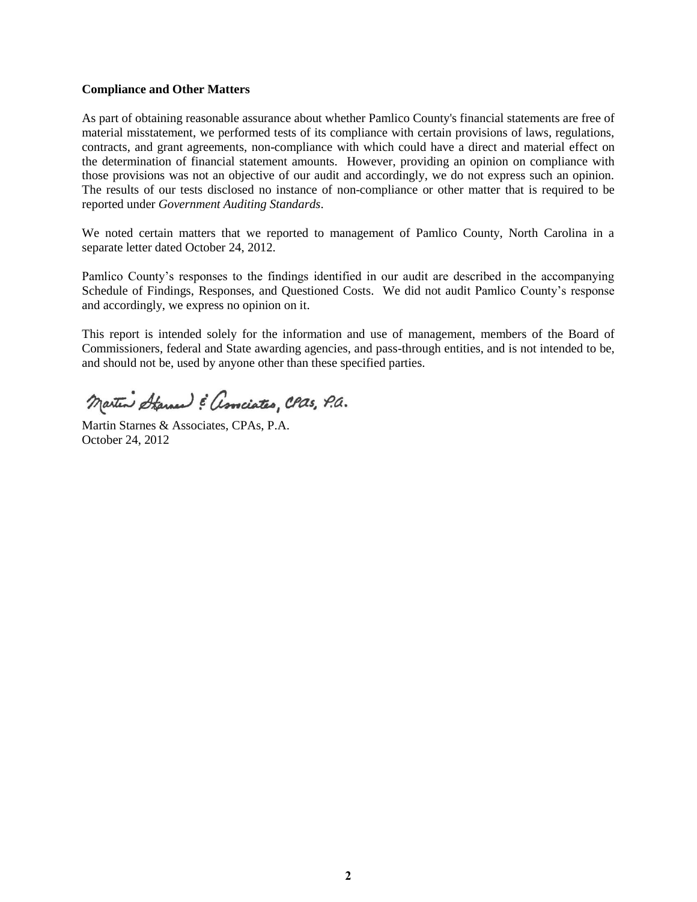**Compliance and Other Matters**

As part of obtaining reasonable assurance about whether Pamlico County's financial statements are free of material misstatement, we performed tests of its compliance with certain provisions of laws, regulations, contracts, and grant agreements, non-compliance with which could have a direct and material effect on the determination of financial statement amounts. However, providing an opinion on compliance with those provisions was not an objective of our audit and accordingly, we do not express such an opinion. The results of our tests disclosed no instance of non-compliance or other matter that is required to be reported under *Government Auditing Standards*.

We noted certain matters that we reported to management of Pamlico County, North Carolina in a separate letter dated October 24, 2012.

Pamlico County's responses to the findings identified in our audit are described in the accompanying Schedule of Findings, Responses, and Questioned Costs. We did not audit Pamlico County's response and accordingly, we express no opinion on it.

This report is intended solely for the information and use of management, members of the Board of Commissioners, federal and State awarding agencies, and pass-through entities, and is not intended to be, and should not be, used by anyone other than these specified parties.

Martin Starnes & Associates, CPAs, P.A.

Martin Starnes & Associates, CPAs, P.A.
October 24, 2012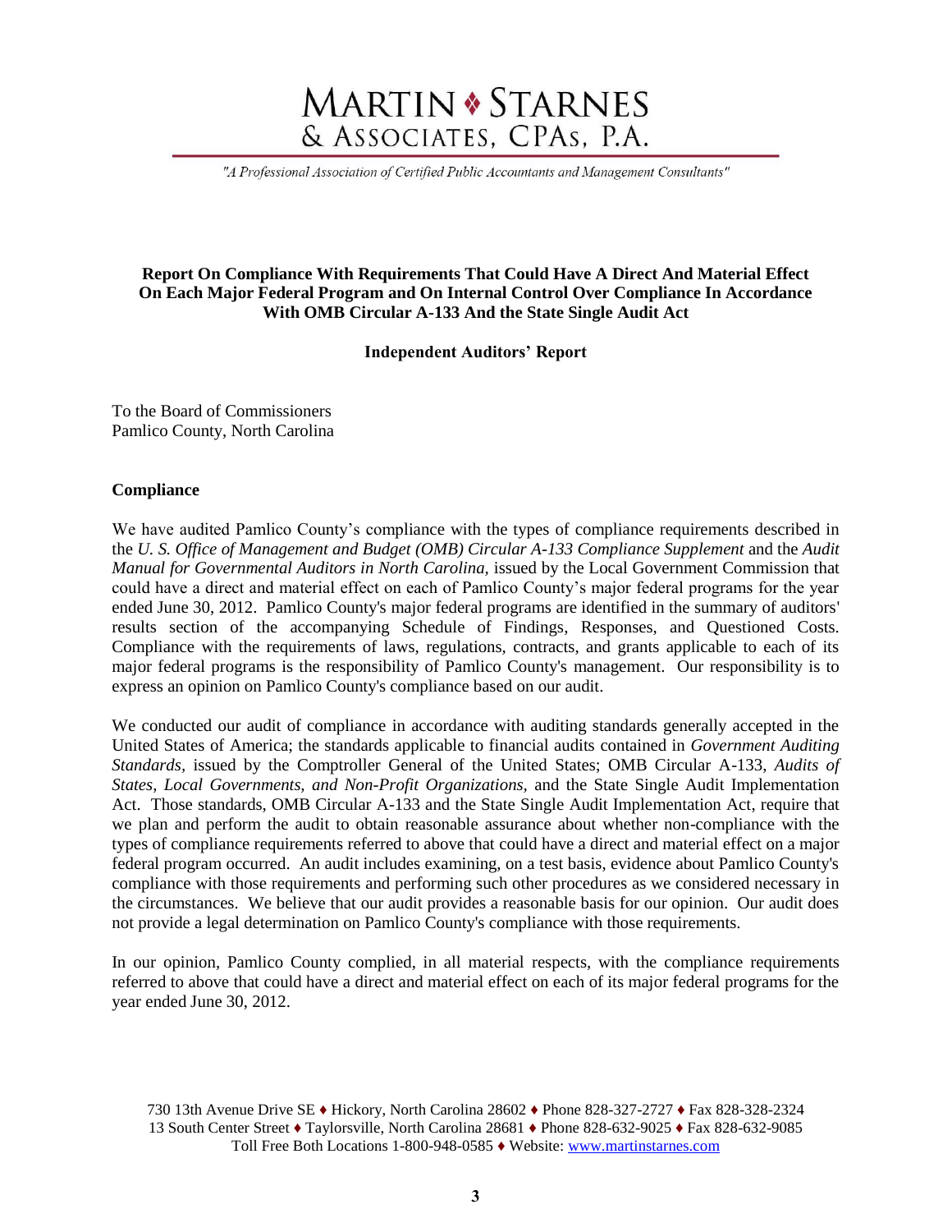# MARTIN ❖ STARNES
## & ASSOCIATES, CPAs, P.A.

*"A Professional Association of Certified Public Accountants and Management Consultants"*

**Report On Compliance With Requirements That Could Have A Direct And Material Effect On Each Major Federal Program and On Internal Control Over Compliance In Accordance With OMB Circular A-133 And the State Single Audit Act**

**Independent Auditors' Report**

To the Board of Commissioners
Pamlico County, North Carolina

**Compliance**

We have audited Pamlico County's compliance with the types of compliance requirements described in the *U. S. Office of Management and Budget (OMB) Circular A-133 Compliance Supplement* and the *Audit Manual for Governmental Auditors in North Carolina,* issued by the Local Government Commission that could have a direct and material effect on each of Pamlico County's major federal programs for the year ended June 30, 2012. Pamlico County's major federal programs are identified in the summary of auditors' results section of the accompanying Schedule of Findings, Responses, and Questioned Costs. Compliance with the requirements of laws, regulations, contracts, and grants applicable to each of its major federal programs is the responsibility of Pamlico County's management. Our responsibility is to express an opinion on Pamlico County's compliance based on our audit.

We conducted our audit of compliance in accordance with auditing standards generally accepted in the United States of America; the standards applicable to financial audits contained in *Government Auditing Standards,* issued by the Comptroller General of the United States; OMB Circular A-133, *Audits of States, Local Governments, and Non-Profit Organizations,* and the State Single Audit Implementation Act. Those standards, OMB Circular A-133 and the State Single Audit Implementation Act, require that we plan and perform the audit to obtain reasonable assurance about whether non-compliance with the types of compliance requirements referred to above that could have a direct and material effect on a major federal program occurred. An audit includes examining, on a test basis, evidence about Pamlico County's compliance with those requirements and performing such other procedures as we considered necessary in the circumstances. We believe that our audit provides a reasonable basis for our opinion. Our audit does not provide a legal determination on Pamlico County's compliance with those requirements.

In our opinion, Pamlico County complied, in all material respects, with the compliance requirements referred to above that could have a direct and material effect on each of its major federal programs for the year ended June 30, 2012.

730 13th Avenue Drive SE ♦ Hickory, North Carolina 28602 ♦ Phone 828-327-2727 ♦ Fax 828-328-2324
13 South Center Street ♦ Taylorsville, North Carolina 28681 ♦ Phone 828-632-9025 ♦ Fax 828-632-9085
Toll Free Both Locations 1-800-948-0585 ♦ Website: www.martinstarnes.com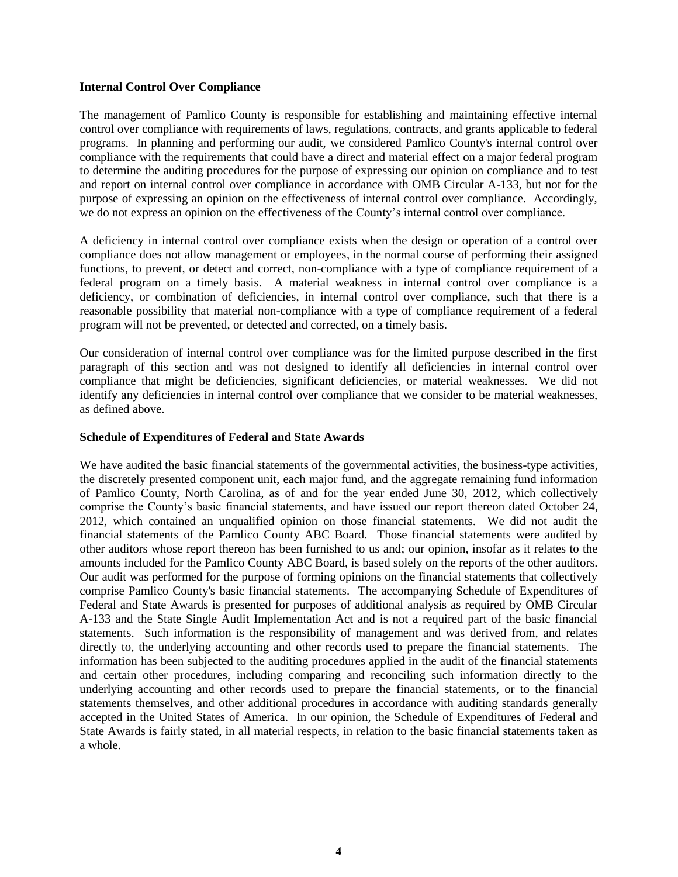### Internal Control Over Compliance

The management of Pamlico County is responsible for establishing and maintaining effective internal control over compliance with requirements of laws, regulations, contracts, and grants applicable to federal programs. In planning and performing our audit, we considered Pamlico County's internal control over compliance with the requirements that could have a direct and material effect on a major federal program to determine the auditing procedures for the purpose of expressing our opinion on compliance and to test and report on internal control over compliance in accordance with OMB Circular A-133, but not for the purpose of expressing an opinion on the effectiveness of internal control over compliance. Accordingly, we do not express an opinion on the effectiveness of the County's internal control over compliance.

A deficiency in internal control over compliance exists when the design or operation of a control over compliance does not allow management or employees, in the normal course of performing their assigned functions, to prevent, or detect and correct, non-compliance with a type of compliance requirement of a federal program on a timely basis. A material weakness in internal control over compliance is a deficiency, or combination of deficiencies, in internal control over compliance, such that there is a reasonable possibility that material non-compliance with a type of compliance requirement of a federal program will not be prevented, or detected and corrected, on a timely basis.

Our consideration of internal control over compliance was for the limited purpose described in the first paragraph of this section and was not designed to identify all deficiencies in internal control over compliance that might be deficiencies, significant deficiencies, or material weaknesses. We did not identify any deficiencies in internal control over compliance that we consider to be material weaknesses, as defined above.

### Schedule of Expenditures of Federal and State Awards

We have audited the basic financial statements of the governmental activities, the business-type activities, the discretely presented component unit, each major fund, and the aggregate remaining fund information of Pamlico County, North Carolina, as of and for the year ended June 30, 2012, which collectively comprise the County's basic financial statements, and have issued our report thereon dated October 24, 2012, which contained an unqualified opinion on those financial statements. We did not audit the financial statements of the Pamlico County ABC Board. Those financial statements were audited by other auditors whose report thereon has been furnished to us and; our opinion, insofar as it relates to the amounts included for the Pamlico County ABC Board, is based solely on the reports of the other auditors. Our audit was performed for the purpose of forming opinions on the financial statements that collectively comprise Pamlico County's basic financial statements. The accompanying Schedule of Expenditures of Federal and State Awards is presented for purposes of additional analysis as required by OMB Circular A-133 and the State Single Audit Implementation Act and is not a required part of the basic financial statements. Such information is the responsibility of management and was derived from, and relates directly to, the underlying accounting and other records used to prepare the financial statements. The information has been subjected to the auditing procedures applied in the audit of the financial statements and certain other procedures, including comparing and reconciling such information directly to the underlying accounting and other records used to prepare the financial statements, or to the financial statements themselves, and other additional procedures in accordance with auditing standards generally accepted in the United States of America. In our opinion, the Schedule of Expenditures of Federal and State Awards is fairly stated, in all material respects, in relation to the basic financial statements taken as a whole.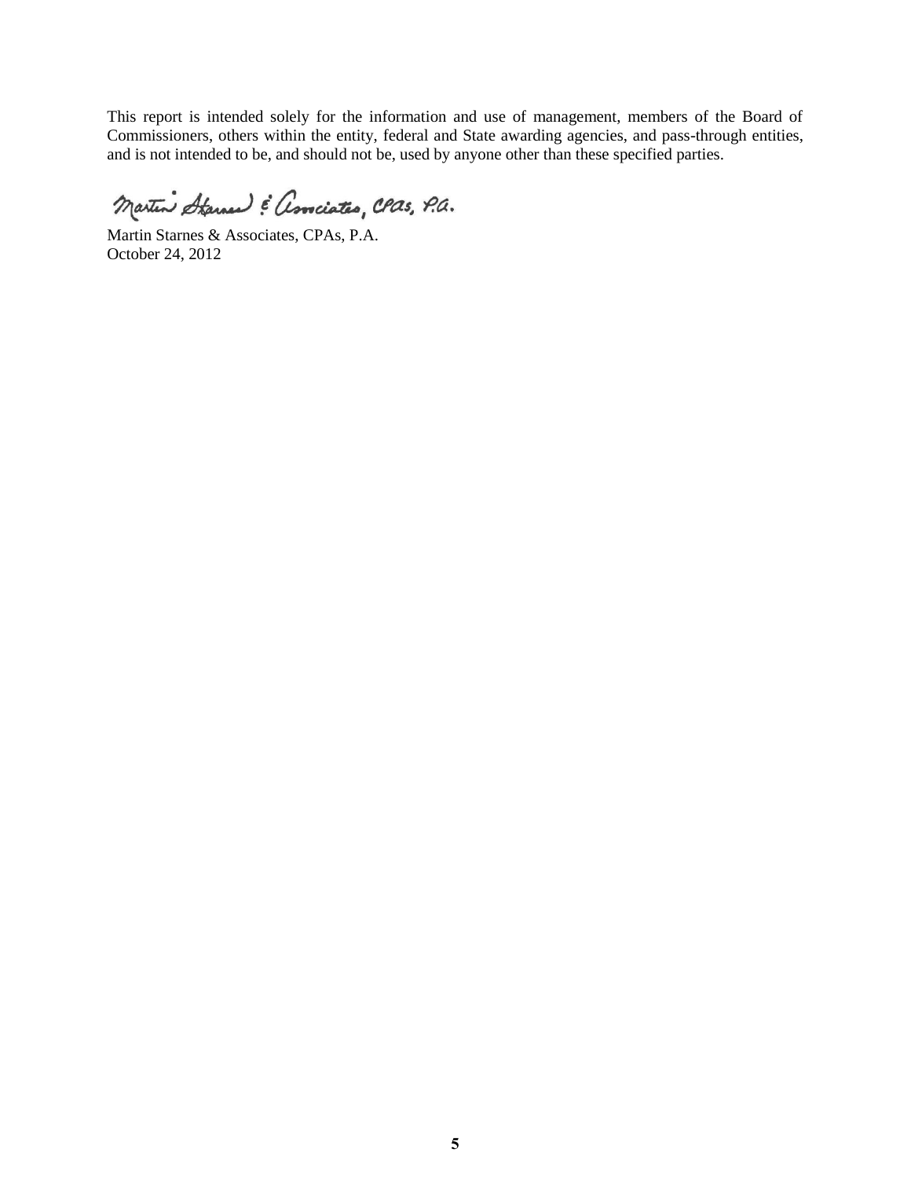This report is intended solely for the information and use of management, members of the Board of Commissioners, others within the entity, federal and State awarding agencies, and pass-through entities, and is not intended to be, and should not be, used by anyone other than these specified parties.

Martin Starnes & Associates, CPAs, P.A.

Martin Starnes & Associates, CPAs, P.A.
October 24, 2012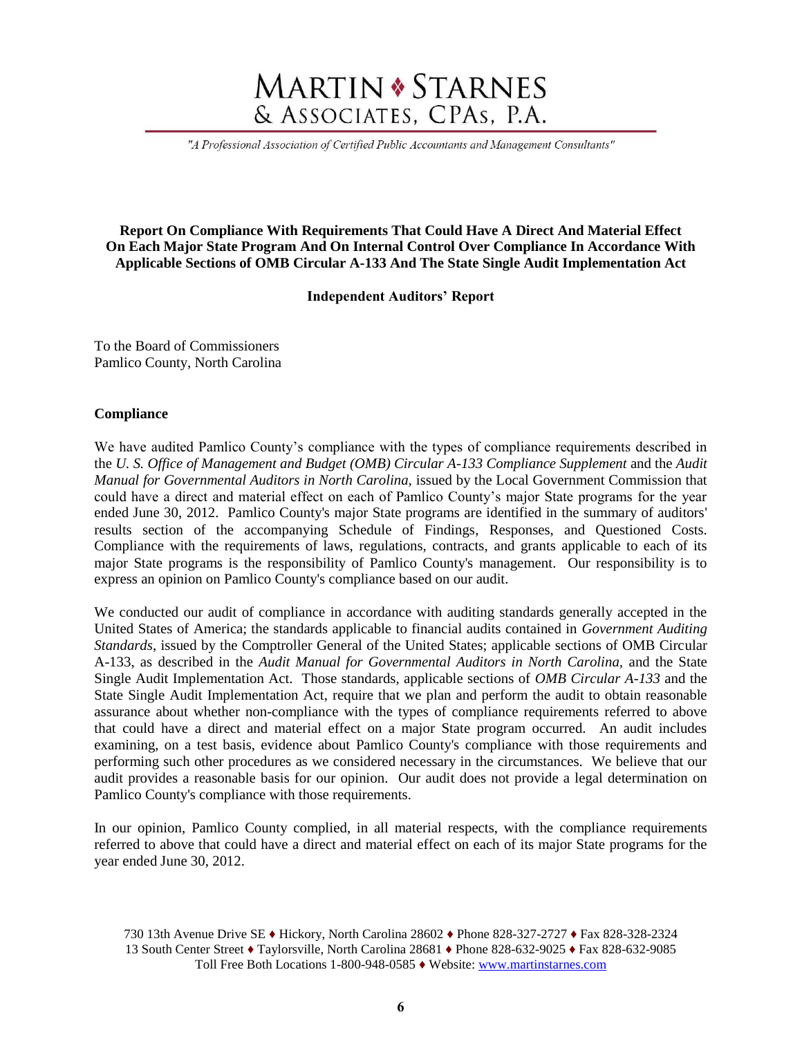# MARTIN ❖ STARNES & ASSOCIATES, CPAs, P.A.

*"A Professional Association of Certified Public Accountants and Management Consultants"*

**Report On Compliance With Requirements That Could Have A Direct And Material Effect On Each Major State Program And On Internal Control Over Compliance In Accordance With Applicable Sections of OMB Circular A-133 And The State Single Audit Implementation Act**

**Independent Auditors' Report**

To the Board of Commissioners
Pamlico County, North Carolina

**Compliance**

We have audited Pamlico County's compliance with the types of compliance requirements described in the *U. S. Office of Management and Budget (OMB) Circular A-133 Compliance Supplement* and the *Audit Manual for Governmental Auditors in North Carolina,* issued by the Local Government Commission that could have a direct and material effect on each of Pamlico County's major State programs for the year ended June 30, 2012. Pamlico County's major State programs are identified in the summary of auditors' results section of the accompanying Schedule of Findings, Responses, and Questioned Costs. Compliance with the requirements of laws, regulations, contracts, and grants applicable to each of its major State programs is the responsibility of Pamlico County's management. Our responsibility is to express an opinion on Pamlico County's compliance based on our audit.

We conducted our audit of compliance in accordance with auditing standards generally accepted in the United States of America; the standards applicable to financial audits contained in *Government Auditing Standards*, issued by the Comptroller General of the United States; applicable sections of OMB Circular A-133, as described in the *Audit Manual for Governmental Auditors in North Carolina,* and the State Single Audit Implementation Act. Those standards, applicable sections of *OMB Circular A-133* and the State Single Audit Implementation Act, require that we plan and perform the audit to obtain reasonable assurance about whether non-compliance with the types of compliance requirements referred to above that could have a direct and material effect on a major State program occurred. An audit includes examining, on a test basis, evidence about Pamlico County's compliance with those requirements and performing such other procedures as we considered necessary in the circumstances. We believe that our audit provides a reasonable basis for our opinion. Our audit does not provide a legal determination on Pamlico County's compliance with those requirements.

In our opinion, Pamlico County complied, in all material respects, with the compliance requirements referred to above that could have a direct and material effect on each of its major State programs for the year ended June 30, 2012.

730 13th Avenue Drive SE ♦ Hickory, North Carolina 28602 ♦ Phone 828-327-2727 ♦ Fax 828-328-2324
13 South Center Street ♦ Taylorsville, North Carolina 28681 ♦ Phone 828-632-9025 ♦ Fax 828-632-9085
Toll Free Both Locations 1-800-948-0585 ♦ Website: www.martinstarnes.com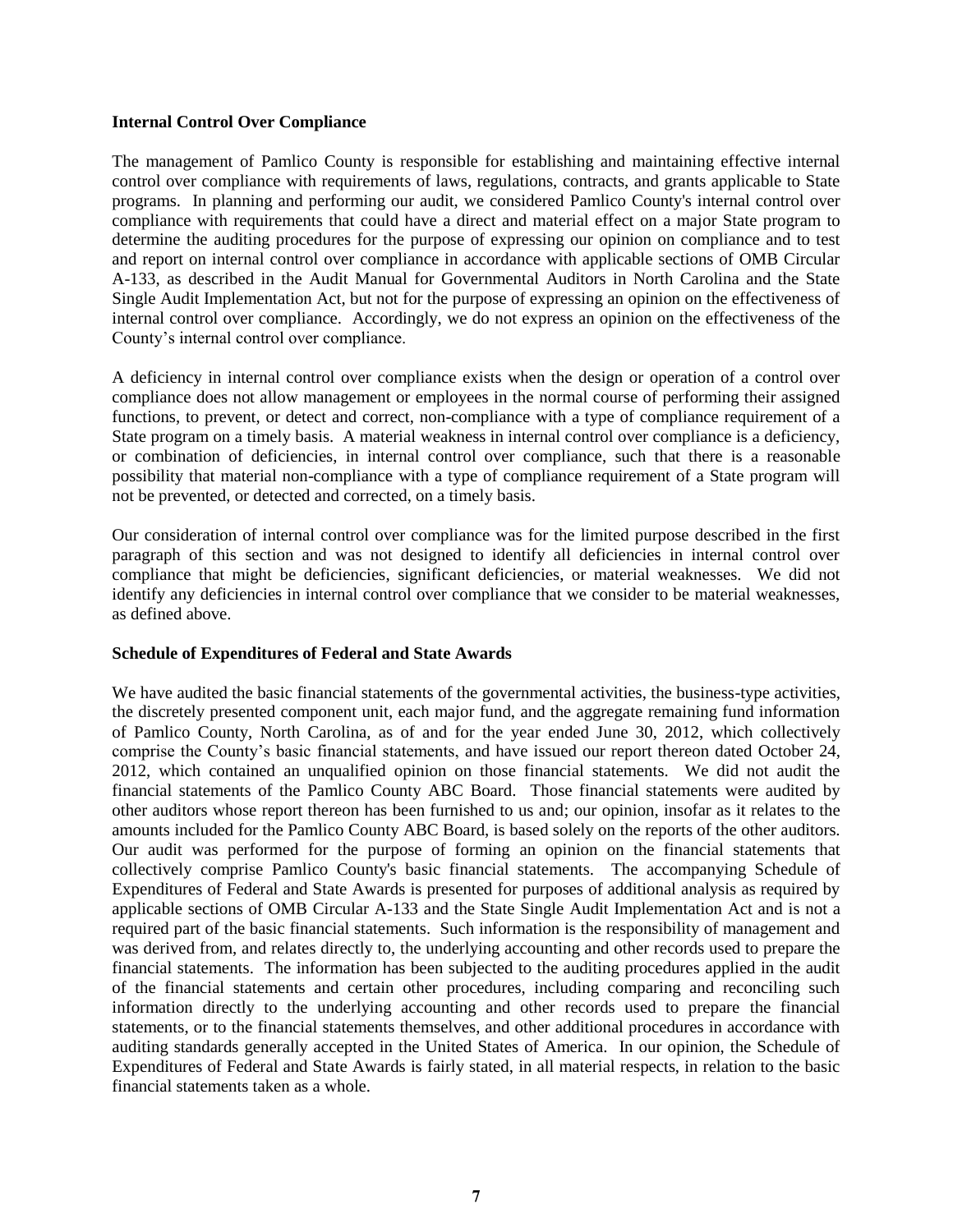**Internal Control Over Compliance**

The management of Pamlico County is responsible for establishing and maintaining effective internal control over compliance with requirements of laws, regulations, contracts, and grants applicable to State programs. In planning and performing our audit, we considered Pamlico County's internal control over compliance with requirements that could have a direct and material effect on a major State program to determine the auditing procedures for the purpose of expressing our opinion on compliance and to test and report on internal control over compliance in accordance with applicable sections of OMB Circular A-133, as described in the Audit Manual for Governmental Auditors in North Carolina and the State Single Audit Implementation Act, but not for the purpose of expressing an opinion on the effectiveness of internal control over compliance. Accordingly, we do not express an opinion on the effectiveness of the County's internal control over compliance.

A deficiency in internal control over compliance exists when the design or operation of a control over compliance does not allow management or employees in the normal course of performing their assigned functions, to prevent, or detect and correct, non-compliance with a type of compliance requirement of a State program on a timely basis. A material weakness in internal control over compliance is a deficiency, or combination of deficiencies, in internal control over compliance, such that there is a reasonable possibility that material non-compliance with a type of compliance requirement of a State program will not be prevented, or detected and corrected, on a timely basis.

Our consideration of internal control over compliance was for the limited purpose described in the first paragraph of this section and was not designed to identify all deficiencies in internal control over compliance that might be deficiencies, significant deficiencies, or material weaknesses. We did not identify any deficiencies in internal control over compliance that we consider to be material weaknesses, as defined above.

**Schedule of Expenditures of Federal and State Awards**

We have audited the basic financial statements of the governmental activities, the business-type activities, the discretely presented component unit, each major fund, and the aggregate remaining fund information of Pamlico County, North Carolina, as of and for the year ended June 30, 2012, which collectively comprise the County's basic financial statements, and have issued our report thereon dated October 24, 2012, which contained an unqualified opinion on those financial statements. We did not audit the financial statements of the Pamlico County ABC Board. Those financial statements were audited by other auditors whose report thereon has been furnished to us and; our opinion, insofar as it relates to the amounts included for the Pamlico County ABC Board, is based solely on the reports of the other auditors. Our audit was performed for the purpose of forming an opinion on the financial statements that collectively comprise Pamlico County's basic financial statements. The accompanying Schedule of Expenditures of Federal and State Awards is presented for purposes of additional analysis as required by applicable sections of OMB Circular A-133 and the State Single Audit Implementation Act and is not a required part of the basic financial statements. Such information is the responsibility of management and was derived from, and relates directly to, the underlying accounting and other records used to prepare the financial statements. The information has been subjected to the auditing procedures applied in the audit of the financial statements and certain other procedures, including comparing and reconciling such information directly to the underlying accounting and other records used to prepare the financial statements, or to the financial statements themselves, and other additional procedures in accordance with auditing standards generally accepted in the United States of America. In our opinion, the Schedule of Expenditures of Federal and State Awards is fairly stated, in all material respects, in relation to the basic financial statements taken as a whole.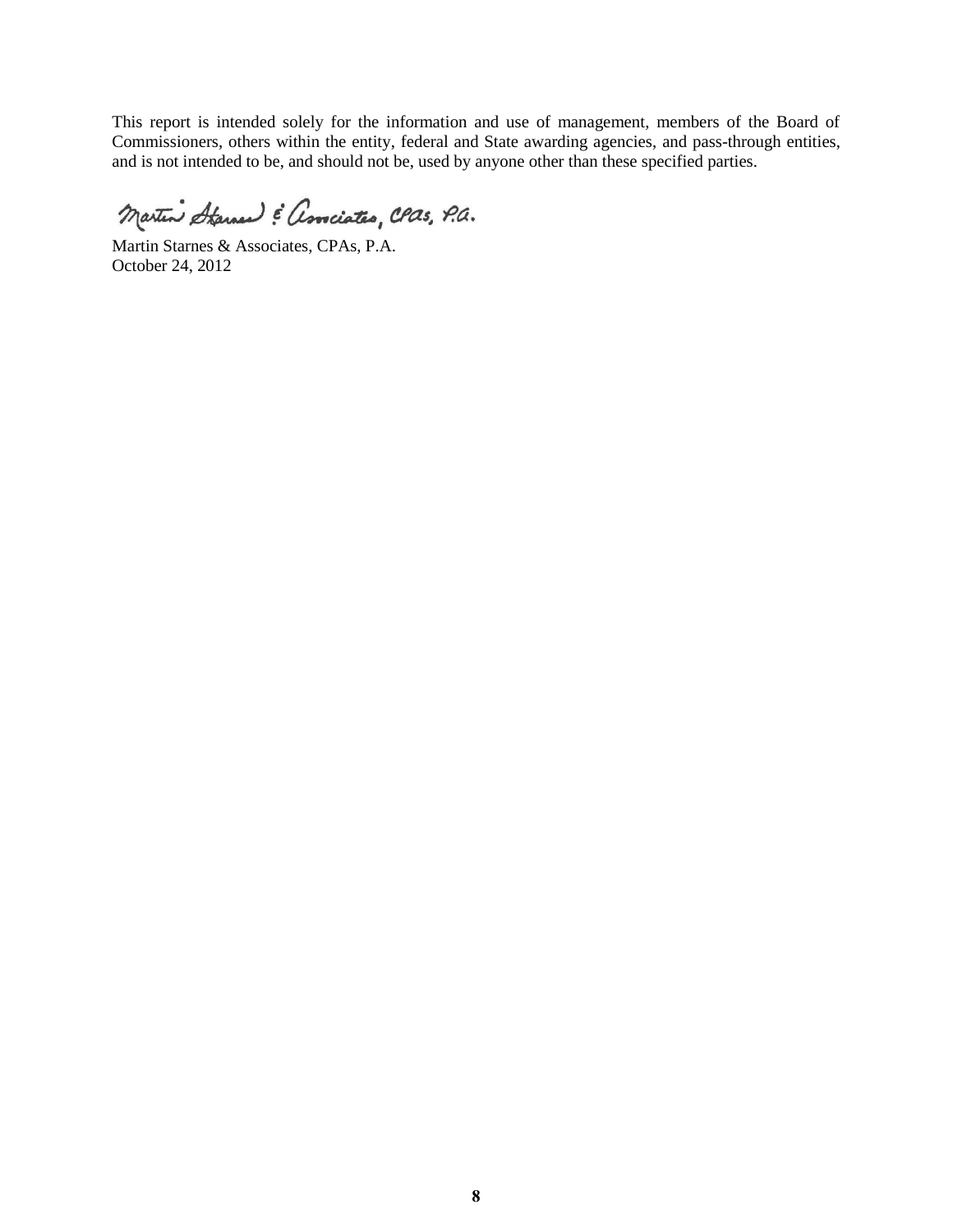This report is intended solely for the information and use of management, members of the Board of Commissioners, others within the entity, federal and State awarding agencies, and pass-through entities, and is not intended to be, and should not be, used by anyone other than these specified parties.

Martin Starnes & Associates, CPAs, P.A.

Martin Starnes & Associates, CPAs, P.A.
October 24, 2012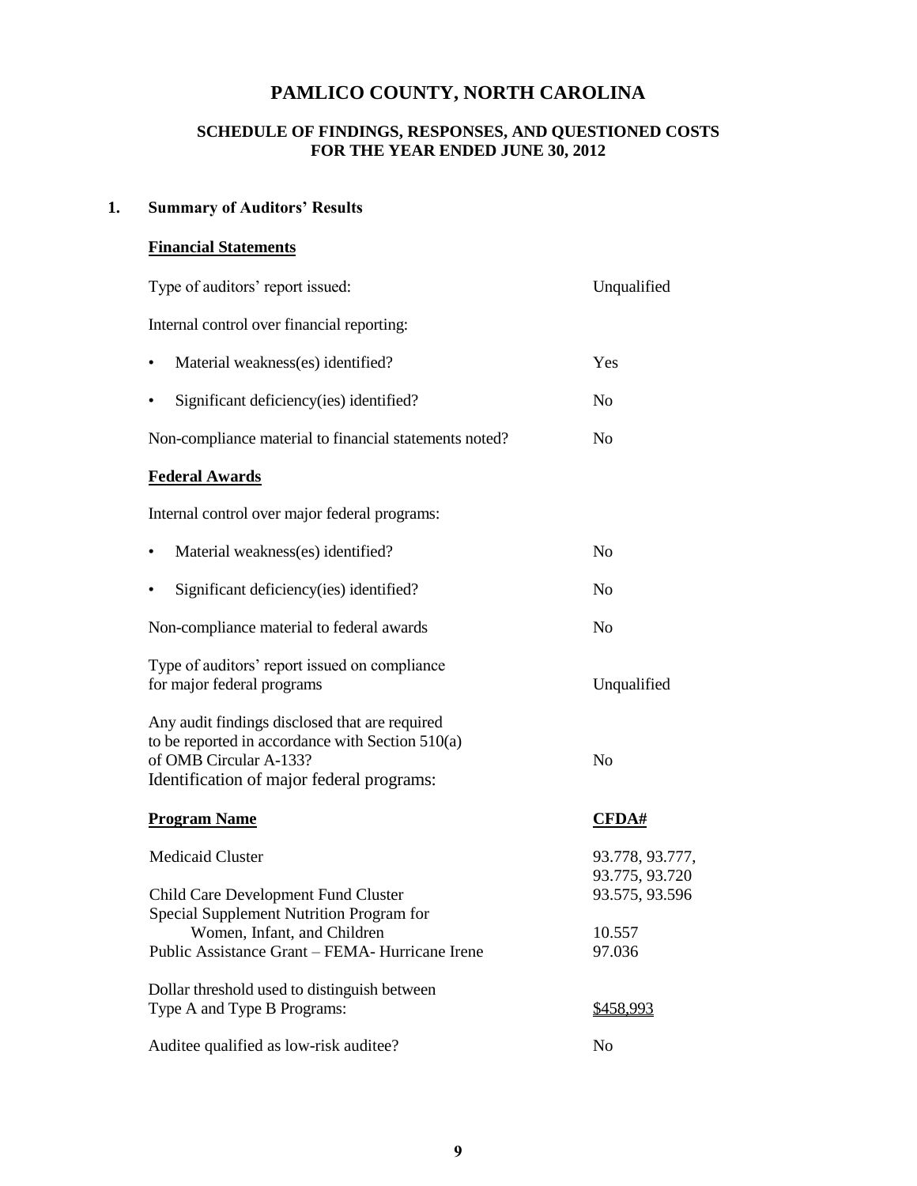# PAMLICO COUNTY, NORTH CAROLINA

## SCHEDULE OF FINDINGS, RESPONSES, AND QUESTIONED COSTS
## FOR THE YEAR ENDED JUNE 30, 2012

### 1. Summary of Auditors' Results

**Financial Statements**

| | |
|---|---|
| Type of auditors' report issued: | Unqualified |
| Internal control over financial reporting: | |
| • Material weakness(es) identified? | Yes |
| • Significant deficiency(ies) identified? | No |
| Non-compliance material to financial statements noted? | No |

**Federal Awards**

| | |
|---|---|
| Internal control over major federal programs: | |
| • Material weakness(es) identified? | No |
| • Significant deficiency(ies) identified? | No |
| Non-compliance material to federal awards | No |
| Type of auditors' report issued on compliance for major federal programs | Unqualified |
| Any audit findings disclosed that are required to be reported in accordance with Section 510(a) of OMB Circular A-133? | No |

Identification of major federal programs:

| Program Name | CFDA# |
|---|---|
| Medicaid Cluster | 93.778, 93.777, 93.775, 93.720 |
| Child Care Development Fund Cluster | 93.575, 93.596 |
| Special Supplement Nutrition Program for Women, Infant, and Children | 10.557 |
| Public Assistance Grant – FEMA- Hurricane Irene | 97.036 |

| | |
|---|---|
| Dollar threshold used to distinguish between Type A and Type B Programs: | $458,993 |
| Auditee qualified as low-risk auditee? | No |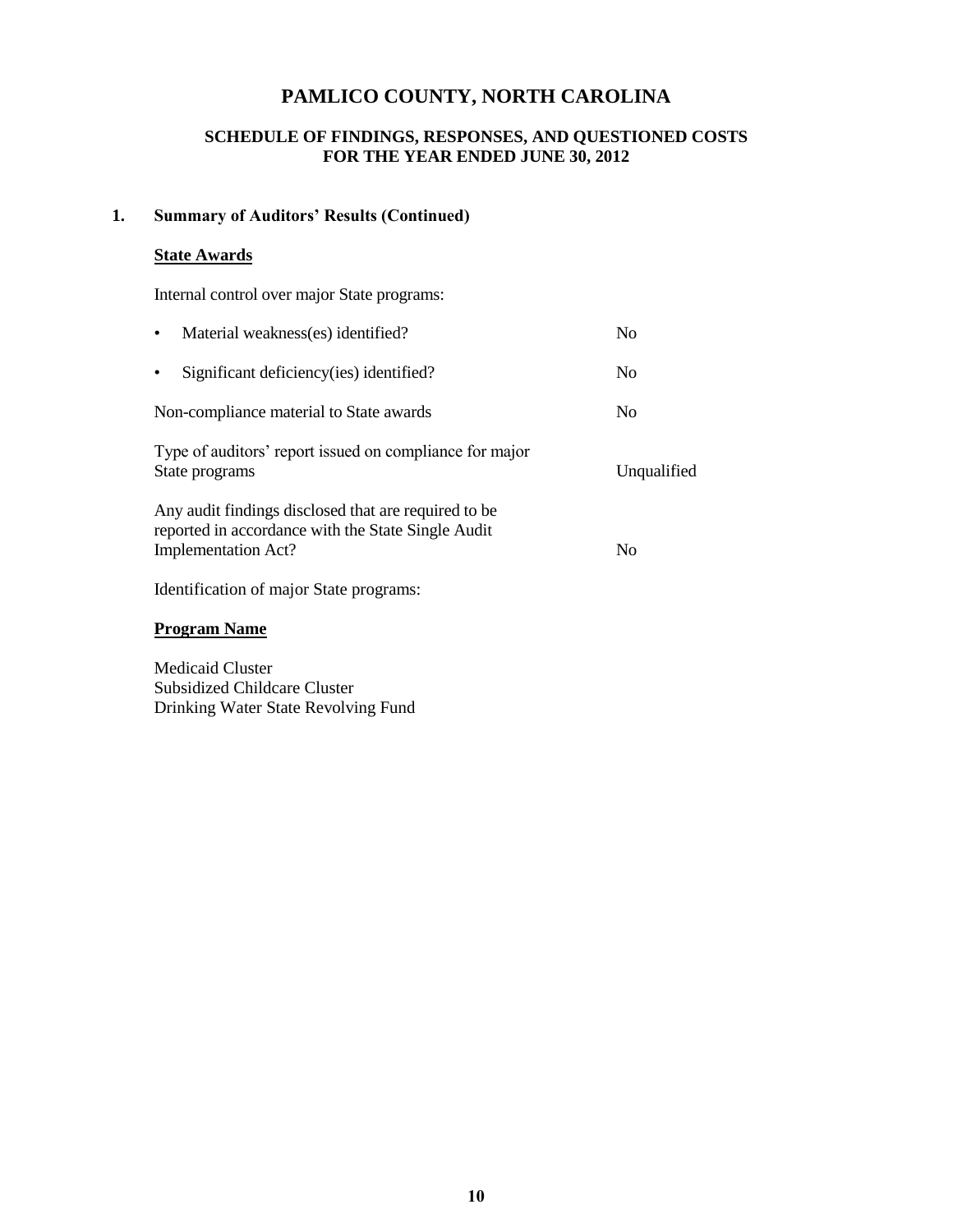# PAMLICO COUNTY, NORTH CAROLINA

## SCHEDULE OF FINDINGS, RESPONSES, AND QUESTIONED COSTS
## FOR THE YEAR ENDED JUNE 30, 2012

### 1. Summary of Auditors' Results (Continued)

**State Awards**

Internal control over major State programs:

| | |
|---|---|
| • Material weakness(es) identified? | No |
| • Significant deficiency(ies) identified? | No |
| Non-compliance material to State awards | No |
| Type of auditors' report issued on compliance for major State programs | Unqualified |
| Any audit findings disclosed that are required to be reported in accordance with the State Single Audit Implementation Act? | No |

Identification of major State programs:

**Program Name**

Medicaid Cluster
Subsidized Childcare Cluster
Drinking Water State Revolving Fund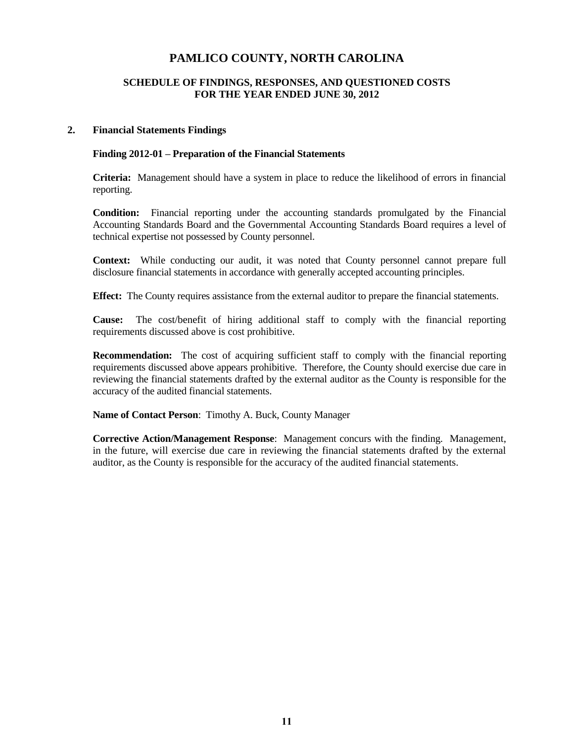# PAMLICO COUNTY, NORTH CAROLINA

## SCHEDULE OF FINDINGS, RESPONSES, AND QUESTIONED COSTS
## FOR THE YEAR ENDED JUNE 30, 2012

### 2. Financial Statements Findings

**Finding 2012-01 – Preparation of the Financial Statements**

**Criteria:** Management should have a system in place to reduce the likelihood of errors in financial reporting.

**Condition:** Financial reporting under the accounting standards promulgated by the Financial Accounting Standards Board and the Governmental Accounting Standards Board requires a level of technical expertise not possessed by County personnel.

**Context:** While conducting our audit, it was noted that County personnel cannot prepare full disclosure financial statements in accordance with generally accepted accounting principles.

**Effect:** The County requires assistance from the external auditor to prepare the financial statements.

**Cause:** The cost/benefit of hiring additional staff to comply with the financial reporting requirements discussed above is cost prohibitive.

**Recommendation:** The cost of acquiring sufficient staff to comply with the financial reporting requirements discussed above appears prohibitive. Therefore, the County should exercise due care in reviewing the financial statements drafted by the external auditor as the County is responsible for the accuracy of the audited financial statements.

**Name of Contact Person**: Timothy A. Buck, County Manager

**Corrective Action/Management Response**: Management concurs with the finding. Management, in the future, will exercise due care in reviewing the financial statements drafted by the external auditor, as the County is responsible for the accuracy of the audited financial statements.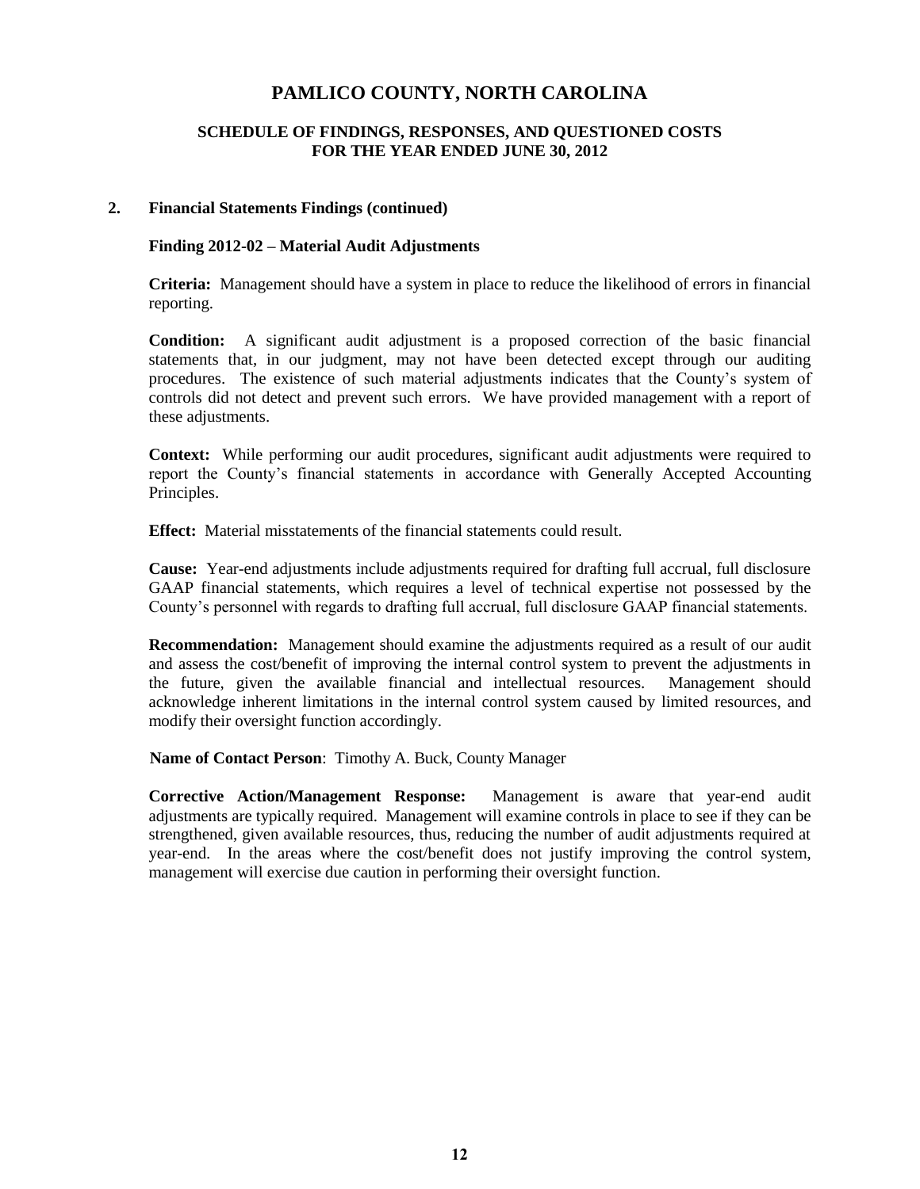# PAMLICO COUNTY, NORTH CAROLINA

## SCHEDULE OF FINDINGS, RESPONSES, AND QUESTIONED COSTS
## FOR THE YEAR ENDED JUNE 30, 2012

### 2. Financial Statements Findings (continued)

**Finding 2012-02 – Material Audit Adjustments**

**Criteria:** Management should have a system in place to reduce the likelihood of errors in financial reporting.

**Condition:** A significant audit adjustment is a proposed correction of the basic financial statements that, in our judgment, may not have been detected except through our auditing procedures. The existence of such material adjustments indicates that the County's system of controls did not detect and prevent such errors. We have provided management with a report of these adjustments.

**Context:** While performing our audit procedures, significant audit adjustments were required to report the County's financial statements in accordance with Generally Accepted Accounting Principles.

**Effect:** Material misstatements of the financial statements could result.

**Cause:** Year-end adjustments include adjustments required for drafting full accrual, full disclosure GAAP financial statements, which requires a level of technical expertise not possessed by the County's personnel with regards to drafting full accrual, full disclosure GAAP financial statements.

**Recommendation:** Management should examine the adjustments required as a result of our audit and assess the cost/benefit of improving the internal control system to prevent the adjustments in the future, given the available financial and intellectual resources. Management should acknowledge inherent limitations in the internal control system caused by limited resources, and modify their oversight function accordingly.

**Name of Contact Person**: Timothy A. Buck, County Manager

**Corrective Action/Management Response:** Management is aware that year-end audit adjustments are typically required. Management will examine controls in place to see if they can be strengthened, given available resources, thus, reducing the number of audit adjustments required at year-end. In the areas where the cost/benefit does not justify improving the control system, management will exercise due caution in performing their oversight function.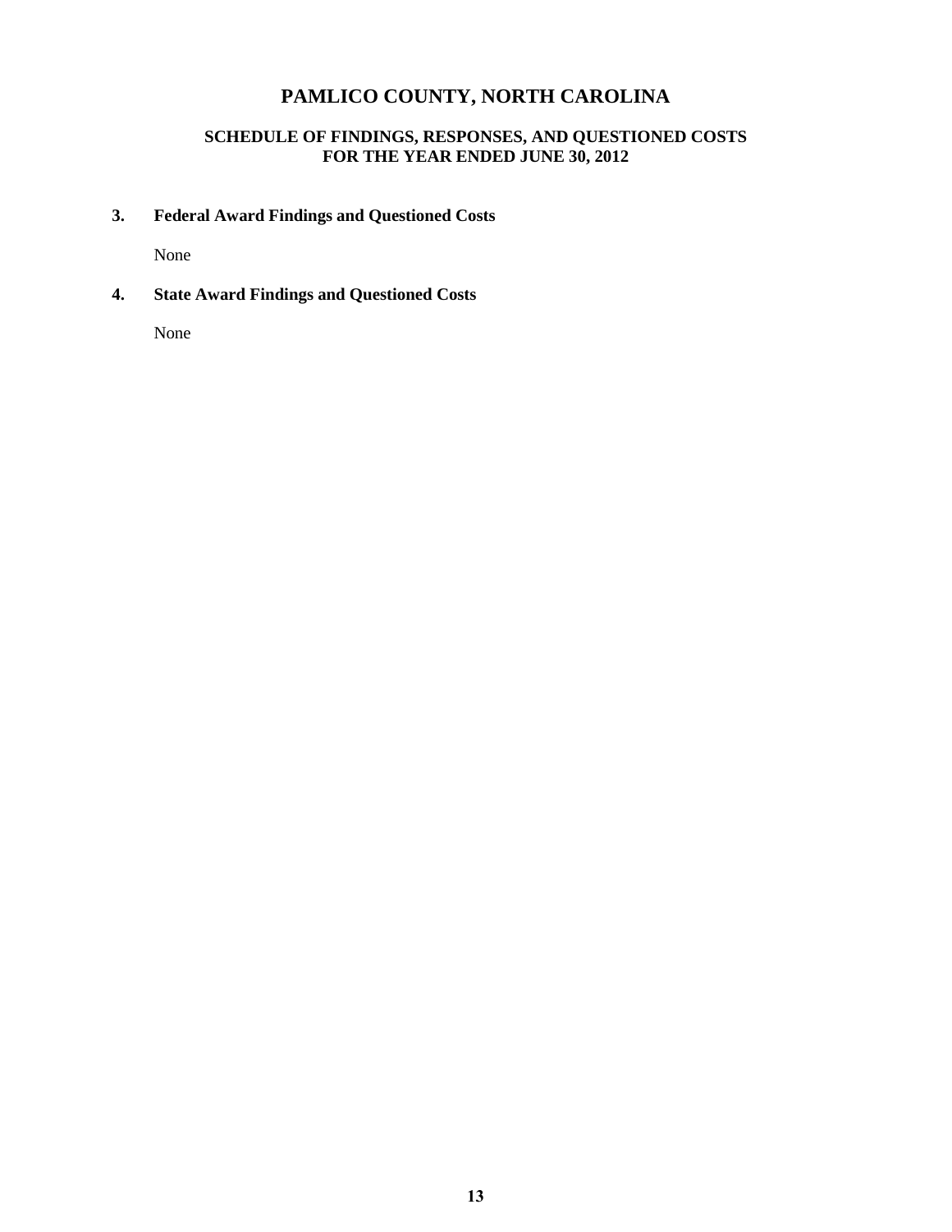# PAMLICO COUNTY, NORTH CAROLINA

## SCHEDULE OF FINDINGS, RESPONSES, AND QUESTIONED COSTS
## FOR THE YEAR ENDED JUNE 30, 2012

### 3. Federal Award Findings and Questioned Costs

None

### 4. State Award Findings and Questioned Costs

None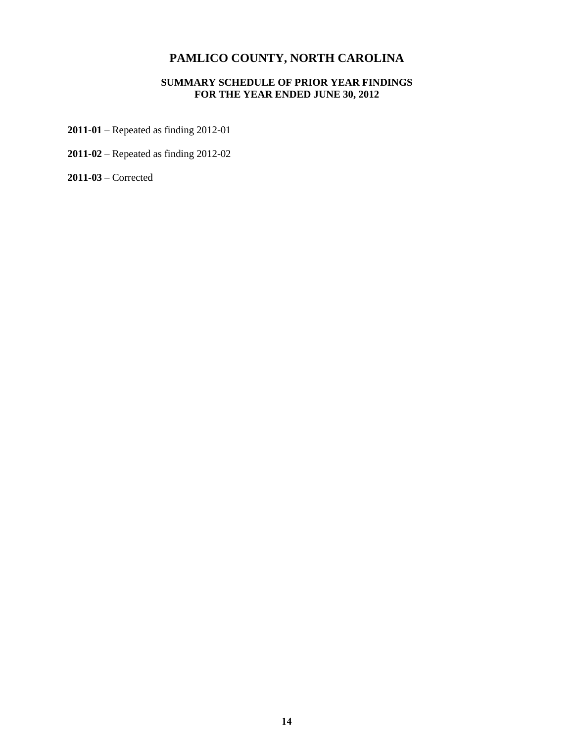# PAMLICO COUNTY, NORTH CAROLINA

## SUMMARY SCHEDULE OF PRIOR YEAR FINDINGS
## FOR THE YEAR ENDED JUNE 30, 2012

**2011-01** – Repeated as finding 2012-01

**2011-02** – Repeated as finding 2012-02

**2011-03** – Corrected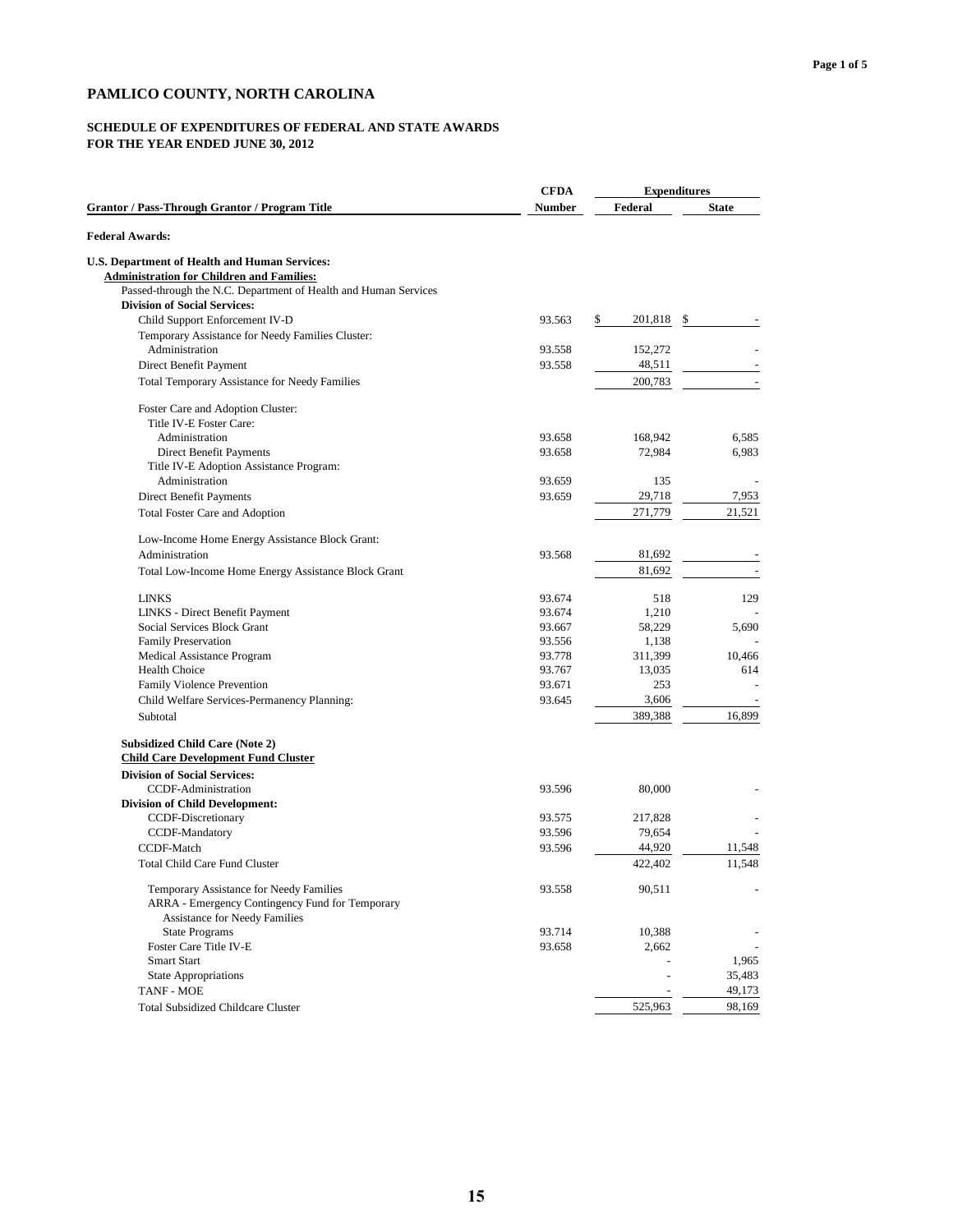# PAMLICO COUNTY, NORTH CAROLINA

## SCHEDULE OF EXPENDITURES OF FEDERAL AND STATE AWARDS
## FOR THE YEAR ENDED JUNE 30, 2012

| Grantor / Pass-Through Grantor / Program Title | CFDA Number | Expenditures Federal | Expenditures State |
|---|---|---|---|
| **Federal Awards:** | | | |
| **U.S. Department of Health and Human Services:** | | | |
| **Administration for Children and Families:** | | | |
| Passed-through the N.C. Department of Health and Human Services | | | |
| **Division of Social Services:** | | | |
| Child Support Enforcement IV-D | 93.563 | $ 201,818 | $ - |
| Temporary Assistance for Needy Families Cluster: | | | |
| Administration | 93.558 | 152,272 | - |
| Direct Benefit Payment | 93.558 | 48,511 | - |
| Total Temporary Assistance for Needy Families | | 200,783 | - |
| Foster Care and Adoption Cluster: | | | |
| Title IV-E Foster Care: | | | |
| Administration | 93.658 | 168,942 | 6,585 |
| Direct Benefit Payments | 93.658 | 72,984 | 6,983 |
| Title IV-E Adoption Assistance Program: | | | |
| Administration | 93.659 | 135 | - |
| Direct Benefit Payments | 93.659 | 29,718 | 7,953 |
| Total Foster Care and Adoption | | 271,779 | 21,521 |
| Low-Income Home Energy Assistance Block Grant: | | | |
| Administration | 93.568 | 81,692 | - |
| Total Low-Income Home Energy Assistance Block Grant | | 81,692 | - |
| LINKS | 93.674 | 518 | 129 |
| LINKS - Direct Benefit Payment | 93.674 | 1,210 | - |
| Social Services Block Grant | 93.667 | 58,229 | 5,690 |
| Family Preservation | 93.556 | 1,138 | - |
| Medical Assistance Program | 93.778 | 311,399 | 10,466 |
| Health Choice | 93.767 | 13,035 | 614 |
| Family Violence Prevention | 93.671 | 253 | - |
| Child Welfare Services-Permanency Planning: | 93.645 | 3,606 | - |
| Subtotal | | 389,388 | 16,899 |
| **Subsidized Child Care (Note 2)** | | | |
| **Child Care Development Fund Cluster** | | | |
| **Division of Social Services:** | | | |
| CCDF-Administration | 93.596 | 80,000 | - |
| **Division of Child Development:** | | | |
| CCDF-Discretionary | 93.575 | 217,828 | - |
| CCDF-Mandatory | 93.596 | 79,654 | - |
| CCDF-Match | 93.596 | 44,920 | 11,548 |
| Total Child Care Fund Cluster | | 422,402 | 11,548 |
| Temporary Assistance for Needy Families | 93.558 | 90,511 | - |
| ARRA - Emergency Contingency Fund for Temporary Assistance for Needy Families | | | |
| State Programs | 93.714 | 10,388 | - |
| Foster Care Title IV-E | 93.658 | 2,662 | - |
| Smart Start | | - | 1,965 |
| State Appropriations | | - | 35,483 |
| TANF - MOE | | - | 49,173 |
| Total Subsidized Childcare Cluster | | 525,963 | 98,169 |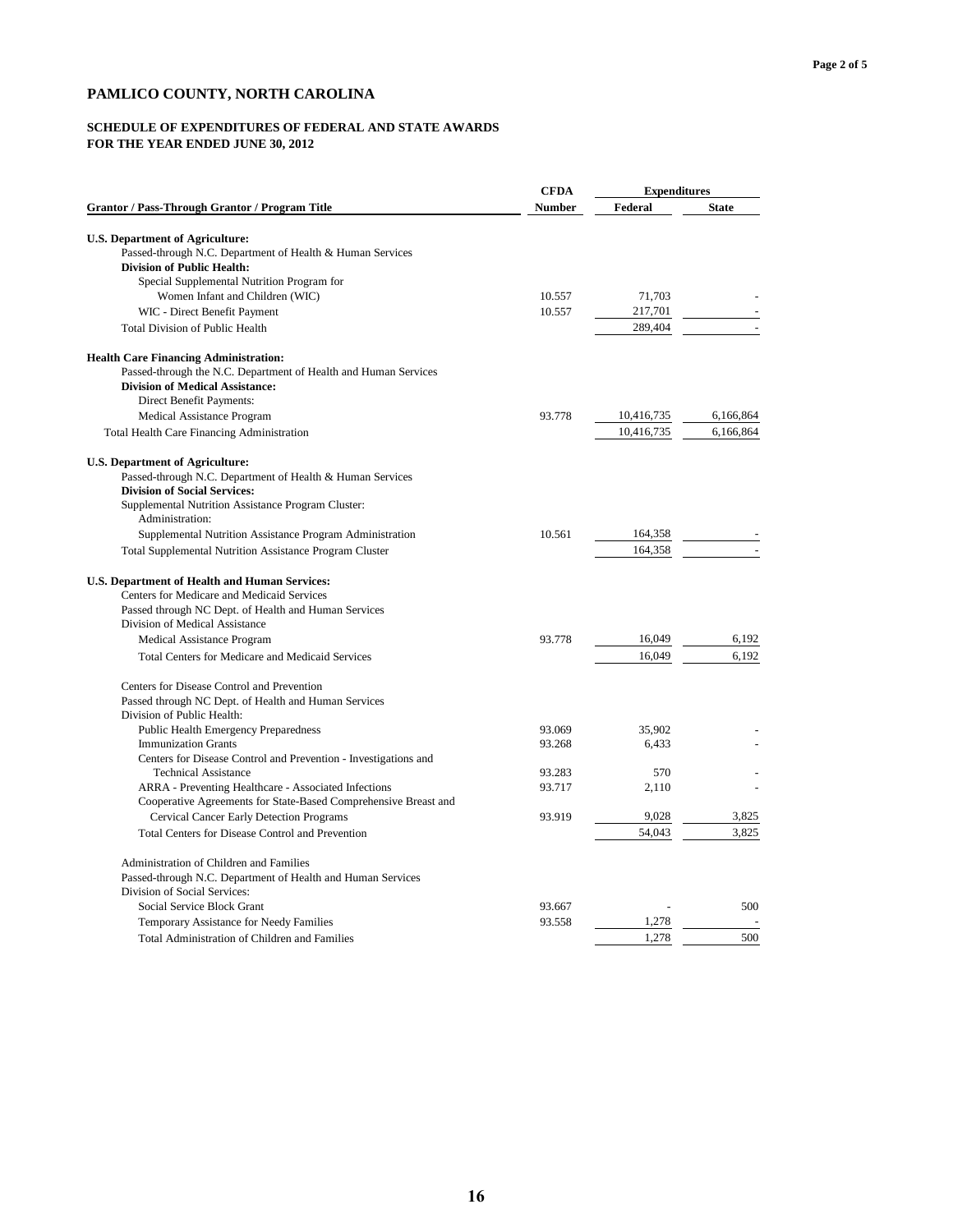# PAMLICO COUNTY, NORTH CAROLINA

## SCHEDULE OF EXPENDITURES OF FEDERAL AND STATE AWARDS
## FOR THE YEAR ENDED JUNE 30, 2012

| Grantor / Pass-Through Grantor / Program Title | CFDA Number | Expenditures Federal | Expenditures State |
|---|---|---|---|
| **U.S. Department of Agriculture:** | | | |
| Passed-through N.C. Department of Health & Human Services | | | |
| **Division of Public Health:** | | | |
| Special Supplemental Nutrition Program for Women Infant and Children (WIC) | 10.557 | 71,703 | - |
| WIC - Direct Benefit Payment | 10.557 | 217,701 | - |
| Total Division of Public Health | | 289,404 | - |
| **Health Care Financing Administration:** | | | |
| Passed-through the N.C. Department of Health and Human Services | | | |
| **Division of Medical Assistance:** | | | |
| Direct Benefit Payments: | | | |
| Medical Assistance Program | 93.778 | 10,416,735 | 6,166,864 |
| Total Health Care Financing Administration | | 10,416,735 | 6,166,864 |
| **U.S. Department of Agriculture:** | | | |
| Passed-through N.C. Department of Health & Human Services | | | |
| **Division of Social Services:** | | | |
| Supplemental Nutrition Assistance Program Cluster: | | | |
| Administration: | | | |
| Supplemental Nutrition Assistance Program Administration | 10.561 | 164,358 | - |
| Total Supplemental Nutrition Assistance Program Cluster | | 164,358 | - |
| **U.S. Department of Health and Human Services:** | | | |
| Centers for Medicare and Medicaid Services | | | |
| Passed through NC Dept. of Health and Human Services | | | |
| Division of Medical Assistance | | | |
| Medical Assistance Program | 93.778 | 16,049 | 6,192 |
| Total Centers for Medicare and Medicaid Services | | 16,049 | 6,192 |
| Centers for Disease Control and Prevention | | | |
| Passed through NC Dept. of Health and Human Services | | | |
| Division of Public Health: | | | |
| Public Health Emergency Preparedness | 93.069 | 35,902 | - |
| Immunization Grants | 93.268 | 6,433 | - |
| Centers for Disease Control and Prevention - Investigations and Technical Assistance | 93.283 | 570 | - |
| ARRA - Preventing Healthcare - Associated Infections | 93.717 | 2,110 | - |
| Cooperative Agreements for State-Based Comprehensive Breast and Cervical Cancer Early Detection Programs | 93.919 | 9,028 | 3,825 |
| Total Centers for Disease Control and Prevention | | 54,043 | 3,825 |
| Administration of Children and Families | | | |
| Passed-through N.C. Department of Health and Human Services | | | |
| Division of Social Services: | | | |
| Social Service Block Grant | 93.667 | - | 500 |
| Temporary Assistance for Needy Families | 93.558 | 1,278 | - |
| Total Administration of Children and Families | | 1,278 | 500 |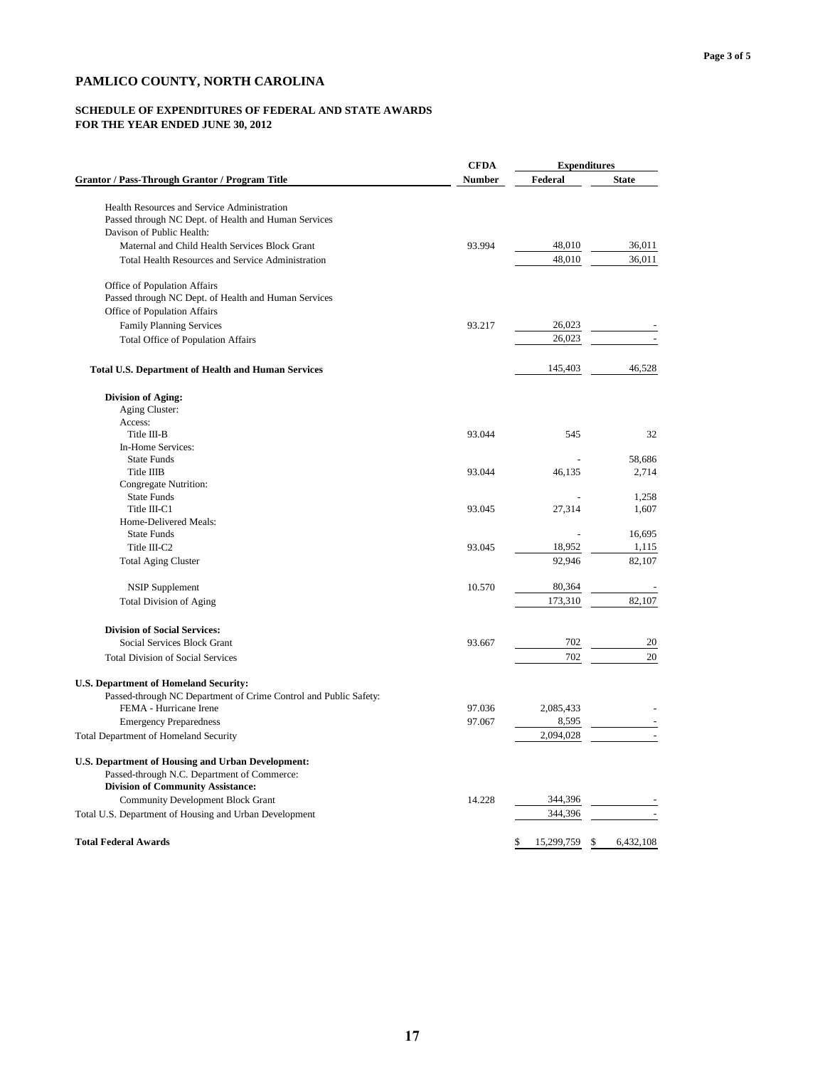# PAMLICO COUNTY, NORTH CAROLINA

## SCHEDULE OF EXPENDITURES OF FEDERAL AND STATE AWARDS
## FOR THE YEAR ENDED JUNE 30, 2012

| Grantor / Pass-Through Grantor / Program Title | CFDA Number | Expenditures Federal | Expenditures State |
|---|---|---|---|
| Health Resources and Service Administration | | | |
| Passed through NC Dept. of Health and Human Services | | | |
| Davison of Public Health: | | | |
| Maternal and Child Health Services Block Grant | 93.994 | 48,010 | 36,011 |
| Total Health Resources and Service Administration | | 48,010 | 36,011 |
| Office of Population Affairs | | | |
| Passed through NC Dept. of Health and Human Services | | | |
| Office of Population Affairs | | | |
| Family Planning Services | 93.217 | 26,023 | - |
| Total Office of Population Affairs | | 26,023 | - |
| **Total U.S. Department of Health and Human Services** | | 145,403 | 46,528 |
| **Division of Aging:** | | | |
| Aging Cluster: | | | |
| Access: | | | |
| Title III-B | 93.044 | 545 | 32 |
| In-Home Services: | | | |
| State Funds | | - | 58,686 |
| Title IIIB | 93.044 | 46,135 | 2,714 |
| Congregate Nutrition: | | | |
| State Funds | | - | 1,258 |
| Title III-C1 | 93.045 | 27,314 | 1,607 |
| Home-Delivered Meals: | | | |
| State Funds | | - | 16,695 |
| Title III-C2 | 93.045 | 18,952 | 1,115 |
| Total Aging Cluster | | 92,946 | 82,107 |
| NSIP Supplement | 10.570 | 80,364 | - |
| Total Division of Aging | | 173,310 | 82,107 |
| **Division of Social Services:** | | | |
| Social Services Block Grant | 93.667 | 702 | 20 |
| Total Division of Social Services | | 702 | 20 |
| **U.S. Department of Homeland Security:** | | | |
| Passed-through NC Department of Crime Control and Public Safety: | | | |
| FEMA - Hurricane Irene | 97.036 | 2,085,433 | - |
| Emergency Preparedness | 97.067 | 8,595 | - |
| Total Department of Homeland Security | | 2,094,028 | - |
| **U.S. Department of Housing and Urban Development:** | | | |
| Passed-through N.C. Department of Commerce: | | | |
| **Division of Community Assistance:** | | | |
| Community Development Block Grant | 14.228 | 344,396 | - |
| Total U.S. Department of Housing and Urban Development | | 344,396 | - |
| **Total Federal Awards** | | $ 15,299,759 | $ 6,432,108 |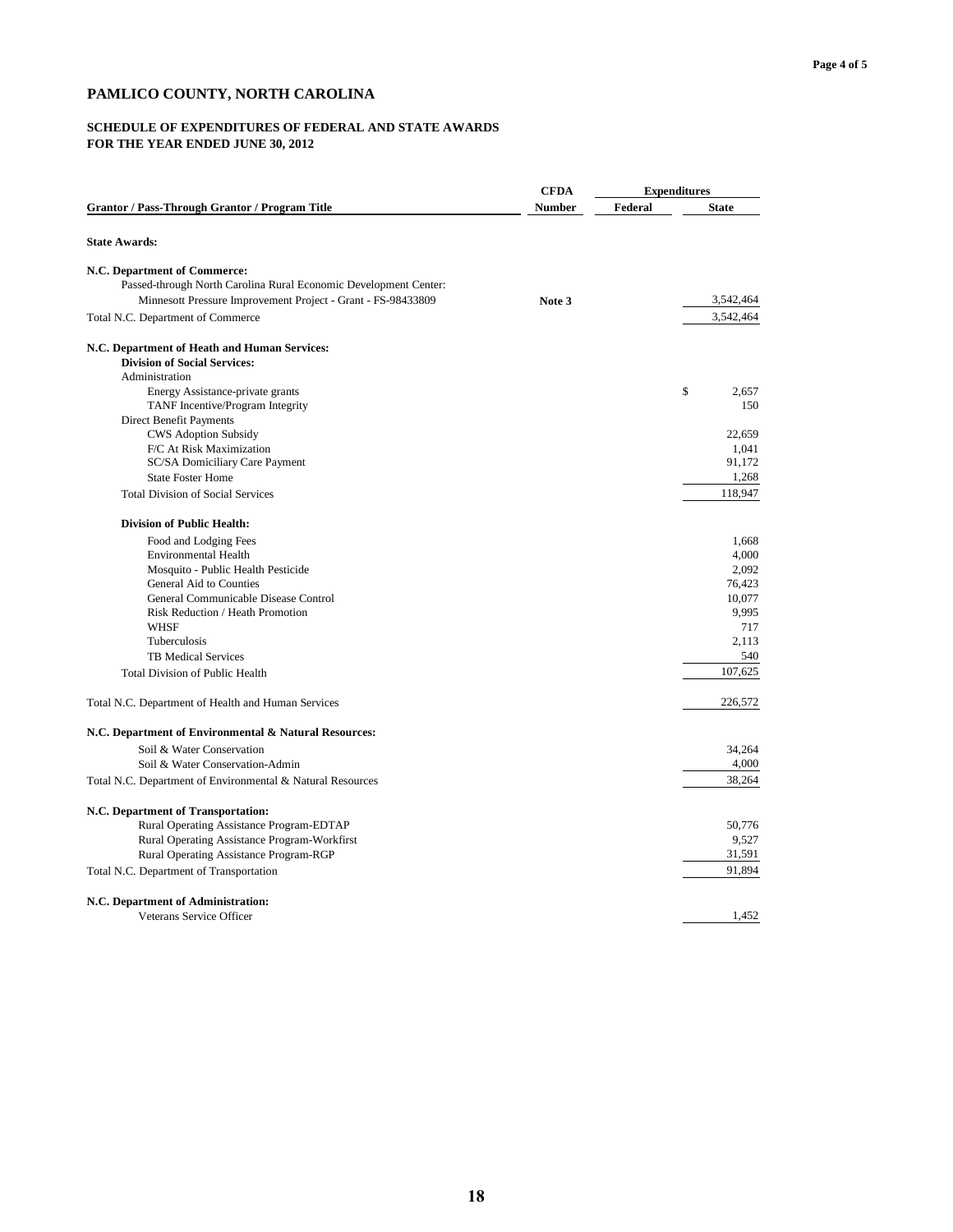# PAMLICO COUNTY, NORTH CAROLINA

## SCHEDULE OF EXPENDITURES OF FEDERAL AND STATE AWARDS
## FOR THE YEAR ENDED JUNE 30, 2012

| Grantor / Pass-Through Grantor / Program Title | CFDA Number | Expenditures Federal | State |
|---|---|---|---|
| **State Awards:** | | | |
| **N.C. Department of Commerce:** | | | |
| Passed-through North Carolina Rural Economic Development Center: | | | |
| Minnesott Pressure Improvement Project - Grant - FS-98433809 | **Note 3** | | 3,542,464 |
| Total N.C. Department of Commerce | | | 3,542,464 |
| **N.C. Department of Heath and Human Services:** | | | |
| **Division of Social Services:** | | | |
| Administration | | | |
| Energy Assistance-private grants | | | $ 2,657 |
| TANF Incentive/Program Integrity | | | 150 |
| Direct Benefit Payments | | | |
| CWS Adoption Subsidy | | | 22,659 |
| F/C At Risk Maximization | | | 1,041 |
| SC/SA Domiciliary Care Payment | | | 91,172 |
| State Foster Home | | | 1,268 |
| Total Division of Social Services | | | 118,947 |
| **Division of Public Health:** | | | |
| Food and Lodging Fees | | | 1,668 |
| Environmental Health | | | 4,000 |
| Mosquito - Public Health Pesticide | | | 2,092 |
| General Aid to Counties | | | 76,423 |
| General Communicable Disease Control | | | 10,077 |
| Risk Reduction / Heath Promotion | | | 9,995 |
| WHSF | | | 717 |
| Tuberculosis | | | 2,113 |
| TB Medical Services | | | 540 |
| Total Division of Public Health | | | 107,625 |
| Total N.C. Department of Health and Human Services | | | 226,572 |
| **N.C. Department of Environmental & Natural Resources:** | | | |
| Soil & Water Conservation | | | 34,264 |
| Soil & Water Conservation-Admin | | | 4,000 |
| Total N.C. Department of Environmental & Natural Resources | | | 38,264 |
| **N.C. Department of Transportation:** | | | |
| Rural Operating Assistance Program-EDTAP | | | 50,776 |
| Rural Operating Assistance Program-Workfirst | | | 9,527 |
| Rural Operating Assistance Program-RGP | | | 31,591 |
| Total N.C. Department of Transportation | | | 91,894 |
| **N.C. Department of Administration:** | | | |
| Veterans Service Officer | | | 1,452 |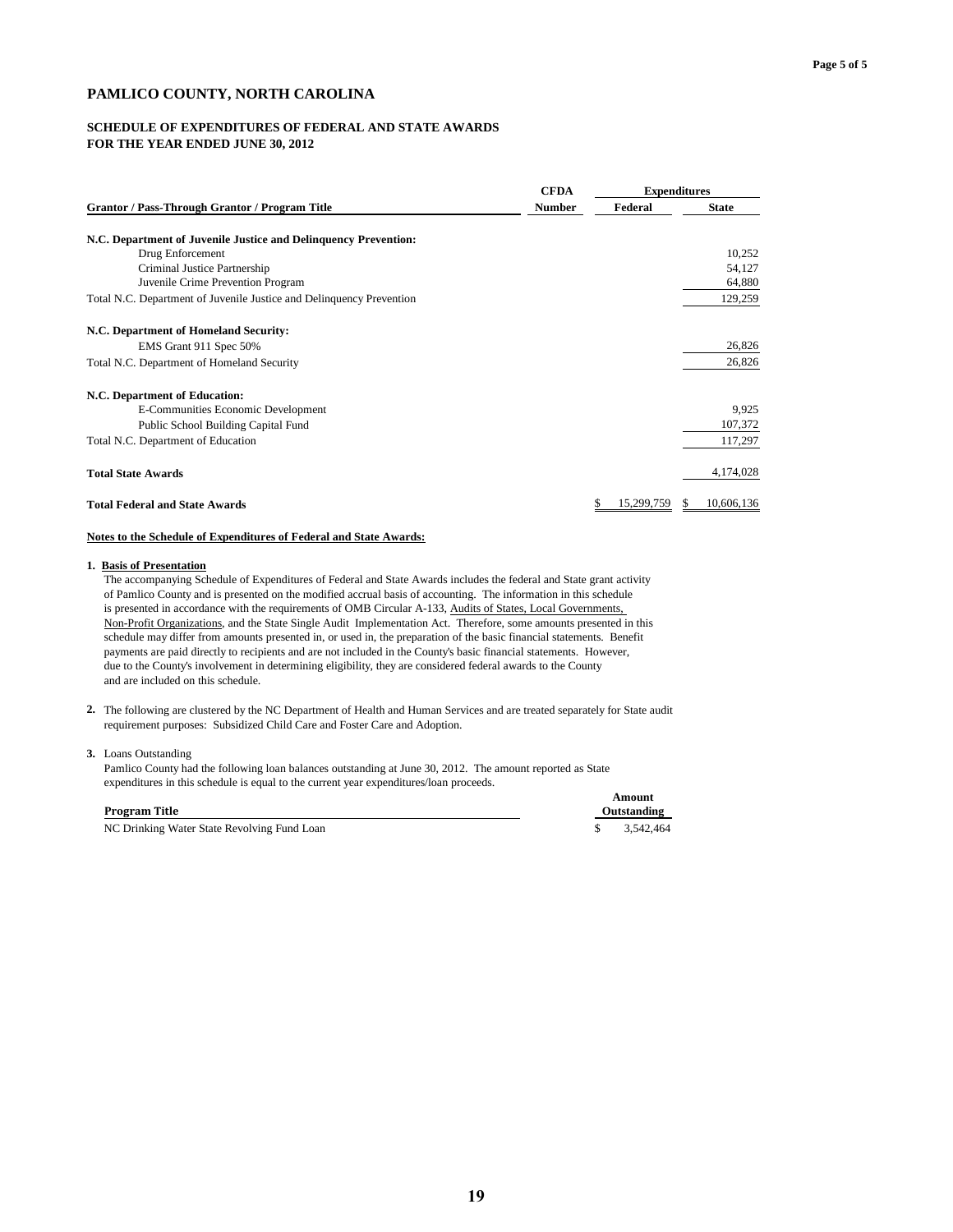# PAMLICO COUNTY, NORTH CAROLINA

## SCHEDULE OF EXPENDITURES OF FEDERAL AND STATE AWARDS
## FOR THE YEAR ENDED JUNE 30, 2012

| Grantor / Pass-Through Grantor / Program Title | CFDA Number | Expenditures Federal | State |
|---|---|---|---|
| **N.C. Department of Juvenile Justice and Delinquency Prevention:** | | | |
| Drug Enforcement | | | 10,252 |
| Criminal Justice Partnership | | | 54,127 |
| Juvenile Crime Prevention Program | | | 64,880 |
| Total N.C. Department of Juvenile Justice and Delinquency Prevention | | | 129,259 |
| **N.C. Department of Homeland Security:** | | | |
| EMS Grant 911 Spec 50% | | | 26,826 |
| Total N.C. Department of Homeland Security | | | 26,826 |
| **N.C. Department of Education:** | | | |
| E-Communities Economic Development | | | 9,925 |
| Public School Building Capital Fund | | | 107,372 |
| Total N.C. Department of Education | | | 117,297 |
| **Total State Awards** | | | 4,174,028 |
| **Total Federal and State Awards** | | $ 15,299,759 | $ 10,606,136 |

**Notes to the Schedule of Expenditures of Federal and State Awards:**

**1. Basis of Presentation**

The accompanying Schedule of Expenditures of Federal and State Awards includes the federal and State grant activity of Pamlico County and is presented on the modified accrual basis of accounting. The information in this schedule is presented in accordance with the requirements of OMB Circular A-133, Audits of States, Local Governments, Non-Profit Organizations, and the State Single Audit Implementation Act. Therefore, some amounts presented in this schedule may differ from amounts presented in, or used in, the preparation of the basic financial statements. Benefit payments are paid directly to recipients and are not included in the County's basic financial statements. However, due to the County's involvement in determining eligibility, they are considered federal awards to the County and are included on this schedule.

**2.** The following are clustered by the NC Department of Health and Human Services and are treated separately for State audit requirement purposes: Subsidized Child Care and Foster Care and Adoption.

**3.** Loans Outstanding

Pamlico County had the following loan balances outstanding at June 30, 2012. The amount reported as State expenditures in this schedule is equal to the current year expenditures/loan proceeds.

| Program Title | Amount Outstanding |
|---|---|
| NC Drinking Water State Revolving Fund Loan | $ 3,542,464 |